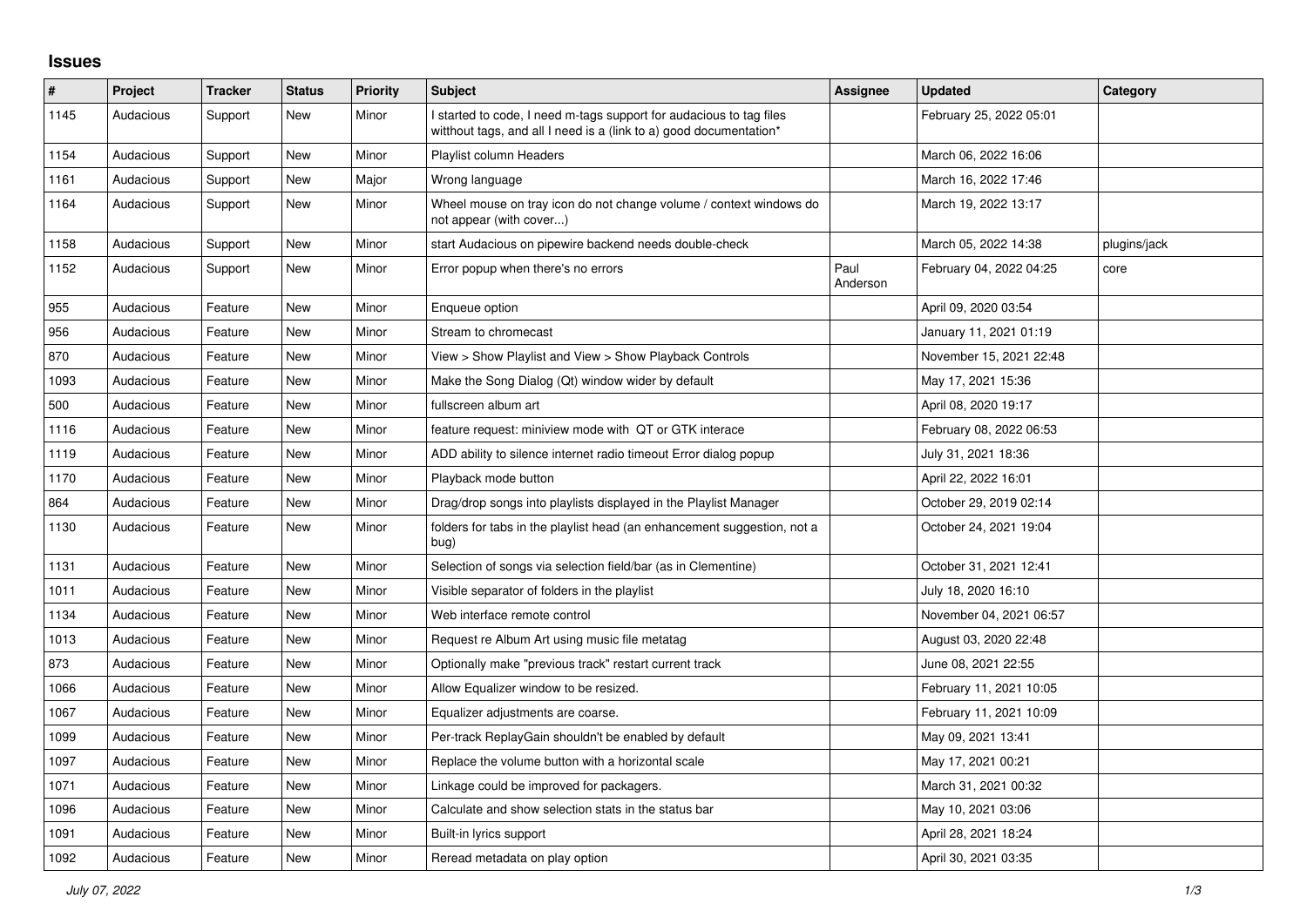## Issues

| # | Project | Tracker | Status | Priority | Subject | Assignee | Updated | Category |
|---|---|---|---|---|---|---|---|---|
| 1145 | Audacious | Support | New | Minor | I started to code, I need m-tags support for audacious to tag files witthout tags, and all I need is a (link to a) good documentation* | | February 25, 2022 05:01 | |
| 1154 | Audacious | Support | New | Minor | Playlist column Headers | | March 06, 2022 16:06 | |
| 1161 | Audacious | Support | New | Major | Wrong language | | March 16, 2022 17:46 | |
| 1164 | Audacious | Support | New | Minor | Wheel mouse on tray icon do not change volume / context windows do not appear (with cover...) | | March 19, 2022 13:17 | |
| 1158 | Audacious | Support | New | Minor | start Audacious on pipewire backend needs double-check | | March 05, 2022 14:38 | plugins/jack |
| 1152 | Audacious | Support | New | Minor | Error popup when there's no errors | Paul Anderson | February 04, 2022 04:25 | core |
| 955 | Audacious | Feature | New | Minor | Enqueue option | | April 09, 2020 03:54 | |
| 956 | Audacious | Feature | New | Minor | Stream to chromecast | | January 11, 2021 01:19 | |
| 870 | Audacious | Feature | New | Minor | View > Show Playlist and View > Show Playback Controls | | November 15, 2021 22:48 | |
| 1093 | Audacious | Feature | New | Minor | Make the Song Dialog (Qt) window wider by default | | May 17, 2021 15:36 | |
| 500 | Audacious | Feature | New | Minor | fullscreen album art | | April 08, 2020 19:17 | |
| 1116 | Audacious | Feature | New | Minor | feature request: miniview mode with QT or GTK interace | | February 08, 2022 06:53 | |
| 1119 | Audacious | Feature | New | Minor | ADD ability to silence internet radio timeout Error dialog popup | | July 31, 2021 18:36 | |
| 1170 | Audacious | Feature | New | Minor | Playback mode button | | April 22, 2022 16:01 | |
| 864 | Audacious | Feature | New | Minor | Drag/drop songs into playlists displayed in the Playlist Manager | | October 29, 2019 02:14 | |
| 1130 | Audacious | Feature | New | Minor | folders for tabs in the playlist head (an enhancement suggestion, not a bug) | | October 24, 2021 19:04 | |
| 1131 | Audacious | Feature | New | Minor | Selection of songs via selection field/bar (as in Clementine) | | October 31, 2021 12:41 | |
| 1011 | Audacious | Feature | New | Minor | Visible separator of folders in the playlist | | July 18, 2020 16:10 | |
| 1134 | Audacious | Feature | New | Minor | Web interface remote control | | November 04, 2021 06:57 | |
| 1013 | Audacious | Feature | New | Minor | Request re Album Art using music file metatag | | August 03, 2020 22:48 | |
| 873 | Audacious | Feature | New | Minor | Optionally make "previous track" restart current track | | June 08, 2021 22:55 | |
| 1066 | Audacious | Feature | New | Minor | Allow Equalizer window to be resized. | | February 11, 2021 10:05 | |
| 1067 | Audacious | Feature | New | Minor | Equalizer adjustments are coarse. | | February 11, 2021 10:09 | |
| 1099 | Audacious | Feature | New | Minor | Per-track ReplayGain shouldn't be enabled by default | | May 09, 2021 13:41 | |
| 1097 | Audacious | Feature | New | Minor | Replace the volume button with a horizontal scale | | May 17, 2021 00:21 | |
| 1071 | Audacious | Feature | New | Minor | Linkage could be improved for packagers. | | March 31, 2021 00:32 | |
| 1096 | Audacious | Feature | New | Minor | Calculate and show selection stats in the status bar | | May 10, 2021 03:06 | |
| 1091 | Audacious | Feature | New | Minor | Built-in lyrics support | | April 28, 2021 18:24 | |
| 1092 | Audacious | Feature | New | Minor | Reread metadata on play option | | April 30, 2021 03:35 | |

*July 07, 2022*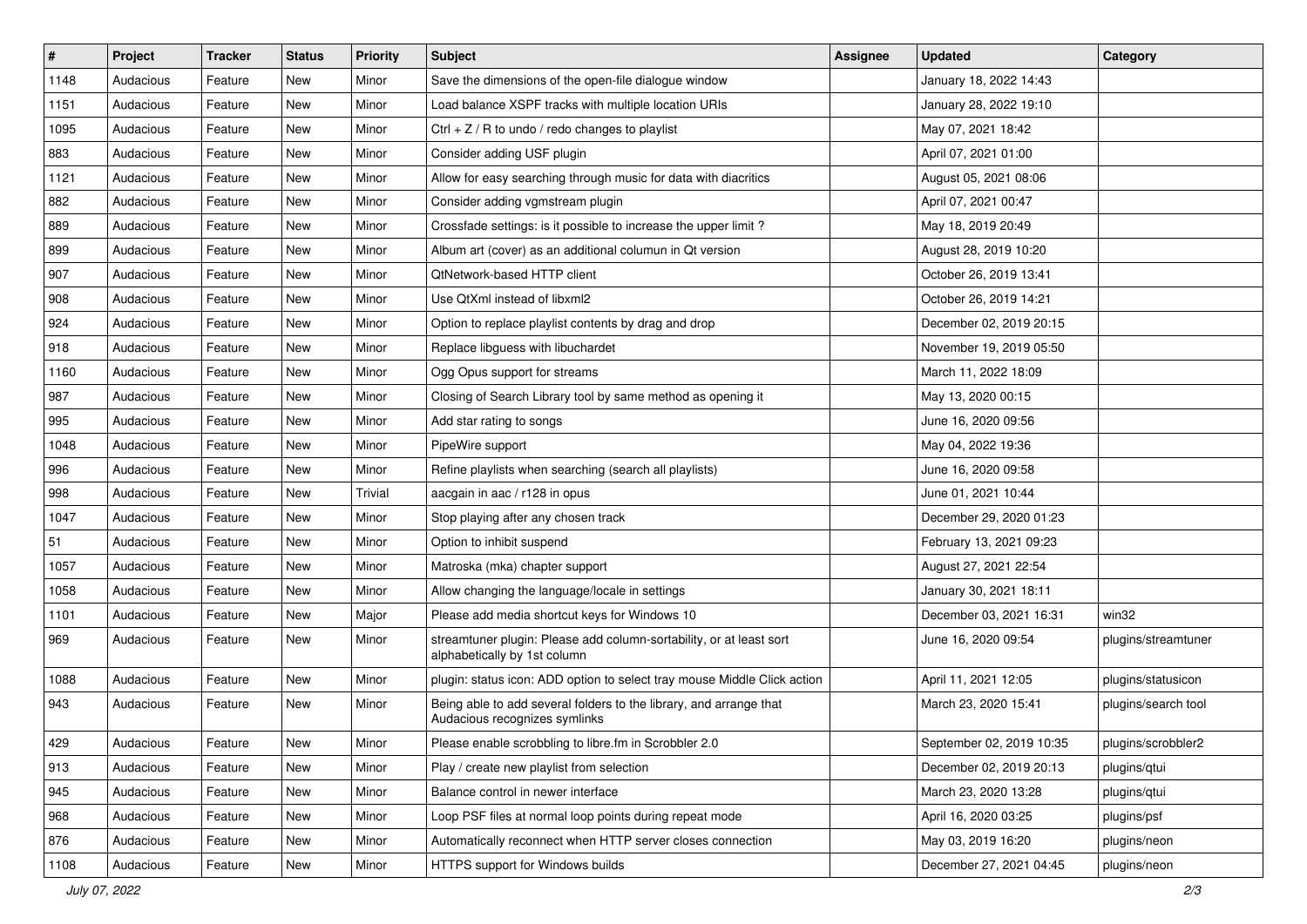| # | Project | Tracker | Status | Priority | Subject | Assignee | Updated | Category |
|---|---|---|---|---|---|---|---|---|
| 1148 | Audacious | Feature | New | Minor | Save the dimensions of the open-file dialogue window | | January 18, 2022 14:43 | |
| 1151 | Audacious | Feature | New | Minor | Load balance XSPF tracks with multiple location URIs | | January 28, 2022 19:10 | |
| 1095 | Audacious | Feature | New | Minor | Ctrl + Z / R to undo / redo changes to playlist | | May 07, 2021 18:42 | |
| 883 | Audacious | Feature | New | Minor | Consider adding USF plugin | | April 07, 2021 01:00 | |
| 1121 | Audacious | Feature | New | Minor | Allow for easy searching through music for data with diacritics | | August 05, 2021 08:06 | |
| 882 | Audacious | Feature | New | Minor | Consider adding vgmstream plugin | | April 07, 2021 00:47 | |
| 889 | Audacious | Feature | New | Minor | Crossfade settings: is it possible to increase the upper limit ? | | May 18, 2019 20:49 | |
| 899 | Audacious | Feature | New | Minor | Album art (cover) as an additional columun in Qt version | | August 28, 2019 10:20 | |
| 907 | Audacious | Feature | New | Minor | QtNetwork-based HTTP client | | October 26, 2019 13:41 | |
| 908 | Audacious | Feature | New | Minor | Use QtXml instead of libxml2 | | October 26, 2019 14:21 | |
| 924 | Audacious | Feature | New | Minor | Option to replace playlist contents by drag and drop | | December 02, 2019 20:15 | |
| 918 | Audacious | Feature | New | Minor | Replace libguess with libuchardet | | November 19, 2019 05:50 | |
| 1160 | Audacious | Feature | New | Minor | Ogg Opus support for streams | | March 11, 2022 18:09 | |
| 987 | Audacious | Feature | New | Minor | Closing of Search Library tool by same method as opening it | | May 13, 2020 00:15 | |
| 995 | Audacious | Feature | New | Minor | Add star rating to songs | | June 16, 2020 09:56 | |
| 1048 | Audacious | Feature | New | Minor | PipeWire support | | May 04, 2022 19:36 | |
| 996 | Audacious | Feature | New | Minor | Refine playlists when searching (search all playlists) | | June 16, 2020 09:58 | |
| 998 | Audacious | Feature | New | Trivial | aacgain in aac / r128 in opus | | June 01, 2021 10:44 | |
| 1047 | Audacious | Feature | New | Minor | Stop playing after any chosen track | | December 29, 2020 01:23 | |
| 51 | Audacious | Feature | New | Minor | Option to inhibit suspend | | February 13, 2021 09:23 | |
| 1057 | Audacious | Feature | New | Minor | Matroska (mka) chapter support | | August 27, 2021 22:54 | |
| 1058 | Audacious | Feature | New | Minor | Allow changing the language/locale in settings | | January 30, 2021 18:11 | |
| 1101 | Audacious | Feature | New | Major | Please add media shortcut keys for Windows 10 | | December 03, 2021 16:31 | win32 |
| 969 | Audacious | Feature | New | Minor | streamtuner plugin: Please add column-sortability, or at least sort alphabetically by 1st column | | June 16, 2020 09:54 | plugins/streamtuner |
| 1088 | Audacious | Feature | New | Minor | plugin: status icon: ADD option to select tray mouse Middle Click action | | April 11, 2021 12:05 | plugins/statusicon |
| 943 | Audacious | Feature | New | Minor | Being able to add several folders to the library, and arrange that Audacious recognizes symlinks | | March 23, 2020 15:41 | plugins/search tool |
| 429 | Audacious | Feature | New | Minor | Please enable scrobbling to libre.fm in Scrobbler 2.0 | | September 02, 2019 10:35 | plugins/scrobbler2 |
| 913 | Audacious | Feature | New | Minor | Play / create new playlist from selection | | December 02, 2019 20:13 | plugins/qtui |
| 945 | Audacious | Feature | New | Minor | Balance control in newer interface | | March 23, 2020 13:28 | plugins/qtui |
| 968 | Audacious | Feature | New | Minor | Loop PSF files at normal loop points during repeat mode | | April 16, 2020 03:25 | plugins/psf |
| 876 | Audacious | Feature | New | Minor | Automatically reconnect when HTTP server closes connection | | May 03, 2019 16:20 | plugins/neon |
| 1108 | Audacious | Feature | New | Minor | HTTPS support for Windows builds | | December 27, 2021 04:45 | plugins/neon |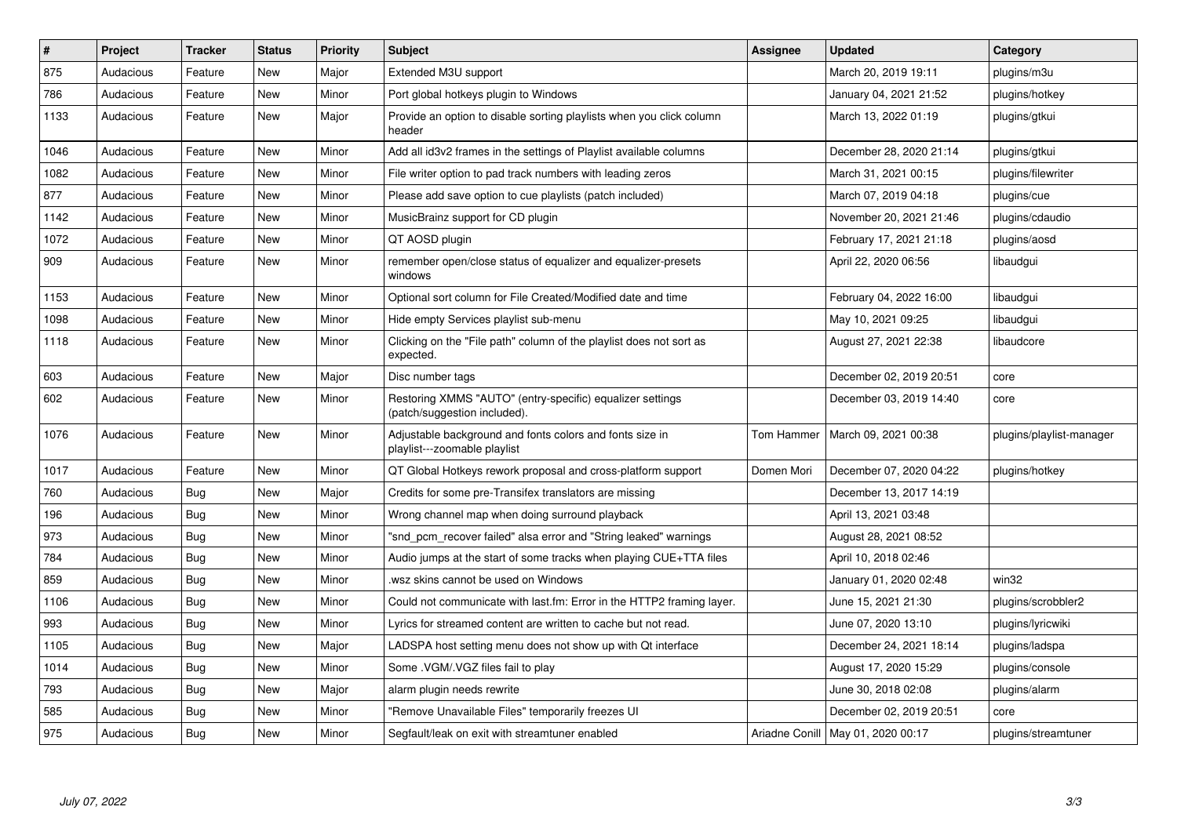| # | Project | Tracker | Status | Priority | Subject | Assignee | Updated | Category |
|---|---|---|---|---|---|---|---|---|
| 875 | Audacious | Feature | New | Major | Extended M3U support | | March 20, 2019 19:11 | plugins/m3u |
| 786 | Audacious | Feature | New | Minor | Port global hotkeys plugin to Windows | | January 04, 2021 21:52 | plugins/hotkey |
| 1133 | Audacious | Feature | New | Major | Provide an option to disable sorting playlists when you click column header | | March 13, 2022 01:19 | plugins/gtkui |
| 1046 | Audacious | Feature | New | Minor | Add all id3v2 frames in the settings of Playlist available columns | | December 28, 2020 21:14 | plugins/gtkui |
| 1082 | Audacious | Feature | New | Minor | File writer option to pad track numbers with leading zeros | | March 31, 2021 00:15 | plugins/filewriter |
| 877 | Audacious | Feature | New | Minor | Please add save option to cue playlists (patch included) | | March 07, 2019 04:18 | plugins/cue |
| 1142 | Audacious | Feature | New | Minor | MusicBrainz support for CD plugin | | November 20, 2021 21:46 | plugins/cdaudio |
| 1072 | Audacious | Feature | New | Minor | QT AOSD plugin | | February 17, 2021 21:18 | plugins/aosd |
| 909 | Audacious | Feature | New | Minor | remember open/close status of equalizer and equalizer-presets windows | | April 22, 2020 06:56 | libaudgui |
| 1153 | Audacious | Feature | New | Minor | Optional sort column for File Created/Modified date and time | | February 04, 2022 16:00 | libaudgui |
| 1098 | Audacious | Feature | New | Minor | Hide empty Services playlist sub-menu | | May 10, 2021 09:25 | libaudgui |
| 1118 | Audacious | Feature | New | Minor | Clicking on the "File path" column of the playlist does not sort as expected. | | August 27, 2021 22:38 | libaudcore |
| 603 | Audacious | Feature | New | Major | Disc number tags | | December 02, 2019 20:51 | core |
| 602 | Audacious | Feature | New | Minor | Restoring XMMS "AUTO" (entry-specific) equalizer settings (patch/suggestion included). | | December 03, 2019 14:40 | core |
| 1076 | Audacious | Feature | New | Minor | Adjustable background and fonts colors and fonts size in playlist---zoomable playlist | Tom Hammer | March 09, 2021 00:38 | plugins/playlist-manager |
| 1017 | Audacious | Feature | New | Minor | QT Global Hotkeys rework proposal and cross-platform support | Domen Mori | December 07, 2020 04:22 | plugins/hotkey |
| 760 | Audacious | Bug | New | Major | Credits for some pre-Transifex translators are missing | | December 13, 2017 14:19 | |
| 196 | Audacious | Bug | New | Minor | Wrong channel map when doing surround playback | | April 13, 2021 03:48 | |
| 973 | Audacious | Bug | New | Minor | "snd_pcm_recover failed" alsa error and "String leaked" warnings | | August 28, 2021 08:52 | |
| 784 | Audacious | Bug | New | Minor | Audio jumps at the start of some tracks when playing CUE+TTA files | | April 10, 2018 02:46 | |
| 859 | Audacious | Bug | New | Minor | .wsz skins cannot be used on Windows | | January 01, 2020 02:48 | win32 |
| 1106 | Audacious | Bug | New | Minor | Could not communicate with last.fm: Error in the HTTP2 framing layer. | | June 15, 2021 21:30 | plugins/scrobbler2 |
| 993 | Audacious | Bug | New | Minor | Lyrics for streamed content are written to cache but not read. | | June 07, 2020 13:10 | plugins/lyricwiki |
| 1105 | Audacious | Bug | New | Major | LADSPA host setting menu does not show up with Qt interface | | December 24, 2021 18:14 | plugins/ladspa |
| 1014 | Audacious | Bug | New | Minor | Some .VGM/.VGZ files fail to play | | August 17, 2020 15:29 | plugins/console |
| 793 | Audacious | Bug | New | Major | alarm plugin needs rewrite | | June 30, 2018 02:08 | plugins/alarm |
| 585 | Audacious | Bug | New | Minor | "Remove Unavailable Files" temporarily freezes UI | | December 02, 2019 20:51 | core |
| 975 | Audacious | Bug | New | Minor | Segfault/leak on exit with streamtuner enabled | Ariadne Conill | May 01, 2020 00:17 | plugins/streamtuner |

*July 07, 2022*